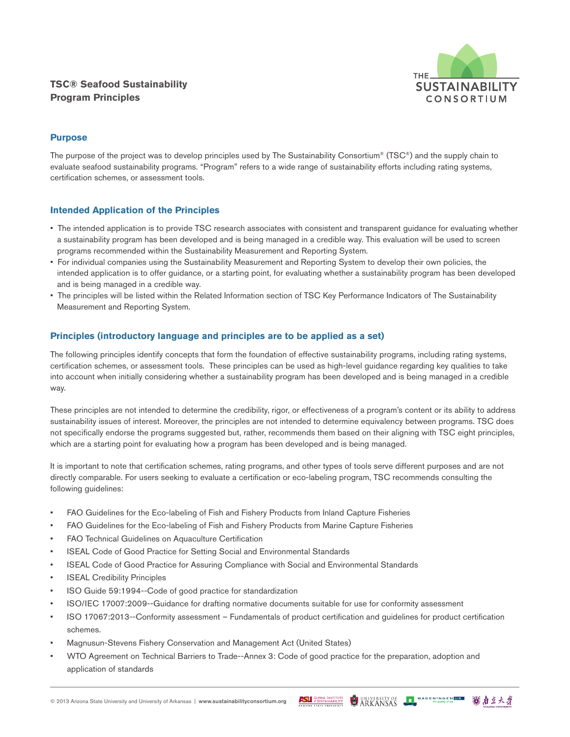# TSC® Seafood Sustainability Program Principles

## Purpose

The purpose of the project was to develop principles used by The Sustainability Consortium® (TSC®) and the supply chain to evaluate seafood sustainability programs. "Program" refers to a wide range of sustainability efforts including rating systems, certification schemes, or assessment tools.

## Intended Application of the Principles

- The intended application is to provide TSC research associates with consistent and transparent guidance for evaluating whether a sustainability program has been developed and is being managed in a credible way. This evaluation will be used to screen programs recommended within the Sustainability Measurement and Reporting System.
- For individual companies using the Sustainability Measurement and Reporting System to develop their own policies, the intended application is to offer guidance, or a starting point, for evaluating whether a sustainability program has been developed and is being managed in a credible way.
- The principles will be listed within the Related Information section of TSC Key Performance Indicators of The Sustainability Measurement and Reporting System.

## Principles (introductory language and principles are to be applied as a set)

The following principles identify concepts that form the foundation of effective sustainability programs, including rating systems, certification schemes, or assessment tools. These principles can be used as high-level guidance regarding key qualities to take into account when initially considering whether a sustainability program has been developed and is being managed in a credible way.

These principles are not intended to determine the credibility, rigor, or effectiveness of a program's content or its ability to address sustainability issues of interest. Moreover, the principles are not intended to determine equivalency between programs. TSC does not specifically endorse the programs suggested but, rather, recommends them based on their aligning with TSC eight principles, which are a starting point for evaluating how a program has been developed and is being managed.

It is important to note that certification schemes, rating programs, and other types of tools serve different purposes and are not directly comparable. For users seeking to evaluate a certification or eco-labeling program, TSC recommends consulting the following guidelines:

- FAO Guidelines for the Eco-labeling of Fish and Fishery Products from Inland Capture Fisheries
- FAO Guidelines for the Eco-labeling of Fish and Fishery Products from Marine Capture Fisheries
- FAO Technical Guidelines on Aquaculture Certification
- ISEAL Code of Good Practice for Setting Social and Environmental Standards
- ISEAL Code of Good Practice for Assuring Compliance with Social and Environmental Standards
- ISEAL Credibility Principles
- ISO Guide 59:1994--Code of good practice for standardization
- ISO/IEC 17007:2009--Guidance for drafting normative documents suitable for use for conformity assessment
- ISO 17067:2013--Conformity assessment – Fundamentals of product certification and guidelines for product certification schemes.
- Magnusun-Stevens Fishery Conservation and Management Act (United States)
- WTO Agreement on Technical Barriers to Trade--Annex 3: Code of good practice for the preparation, adoption and application of standards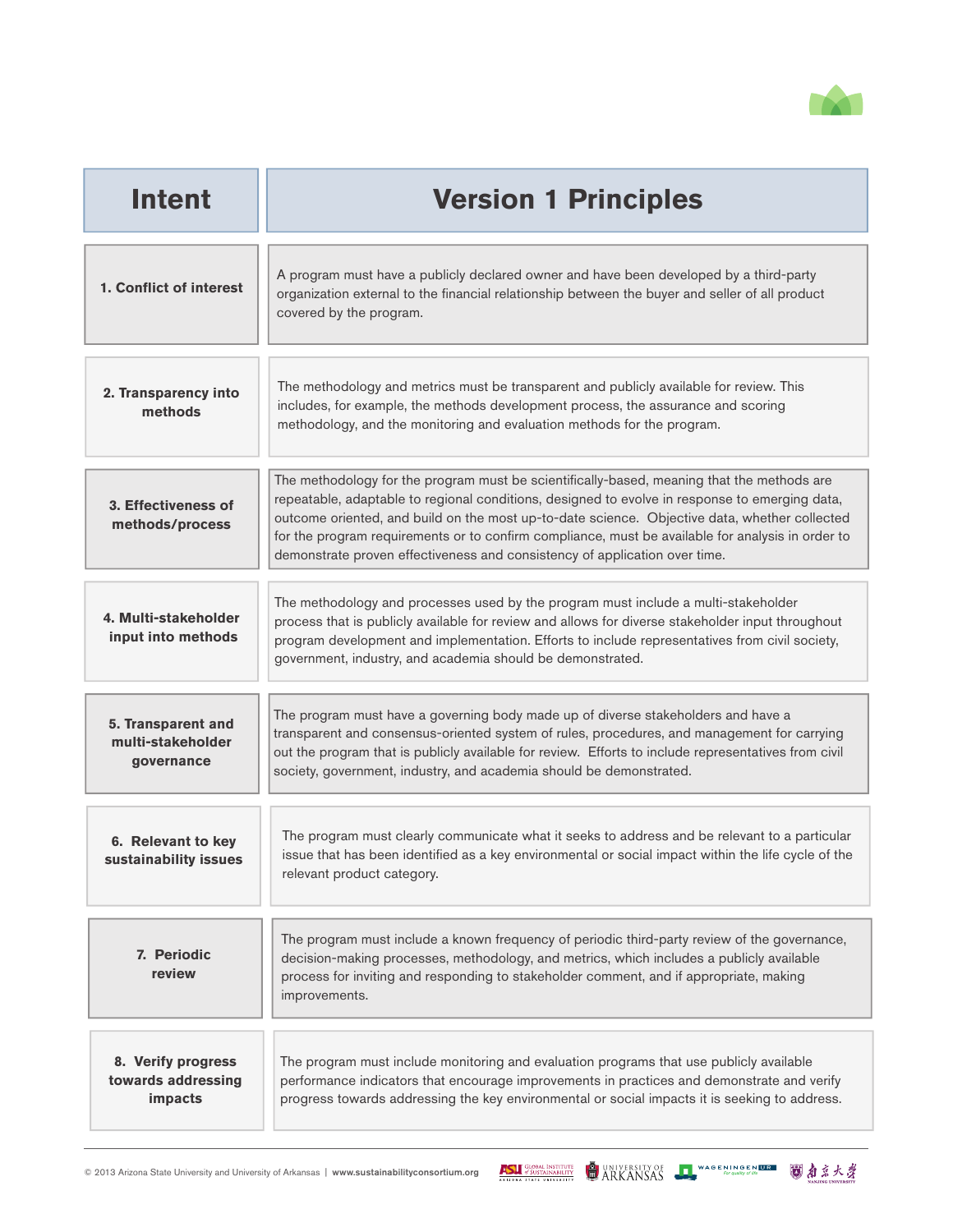| Intent | Version 1 Principles |
| --- | --- |
| **1. Conflict of interest** | A program must have a publicly declared owner and have been developed by a third-party organization external to the financial relationship between the buyer and seller of all product covered by the program. |
| **2. Transparency into methods** | The methodology and metrics must be transparent and publicly available for review. This includes, for example, the methods development process, the assurance and scoring methodology, and the monitoring and evaluation methods for the program. |
| **3. Effectiveness of methods/process** | The methodology for the program must be scientifically-based, meaning that the methods are repeatable, adaptable to regional conditions, designed to evolve in response to emerging data, outcome oriented, and build on the most up-to-date science. Objective data, whether collected for the program requirements or to confirm compliance, must be available for analysis in order to demonstrate proven effectiveness and consistency of application over time. |
| **4. Multi-stakeholder input into methods** | The methodology and processes used by the program must include a multi-stakeholder process that is publicly available for review and allows for diverse stakeholder input throughout program development and implementation. Efforts to include representatives from civil society, government, industry, and academia should be demonstrated. |
| **5. Transparent and multi-stakeholder governance** | The program must have a governing body made up of diverse stakeholders and have a transparent and consensus-oriented system of rules, procedures, and management for carrying out the program that is publicly available for review. Efforts to include representatives from civil society, government, industry, and academia should be demonstrated. |
| **6. Relevant to key sustainability issues** | The program must clearly communicate what it seeks to address and be relevant to a particular issue that has been identified as a key environmental or social impact within the life cycle of the relevant product category. |
| **7. Periodic review** | The program must include a known frequency of periodic third-party review of the governance, decision-making processes, methodology, and metrics, which includes a publicly available process for inviting and responding to stakeholder comment, and if appropriate, making improvements. |
| **8. Verify progress towards addressing impacts** | The program must include monitoring and evaluation programs that use publicly available performance indicators that encourage improvements in practices and demonstrate and verify progress towards addressing the key environmental or social impacts it is seeking to address. |

© 2013 Arizona State University and University of Arkansas | www.sustainabilityconsortium.org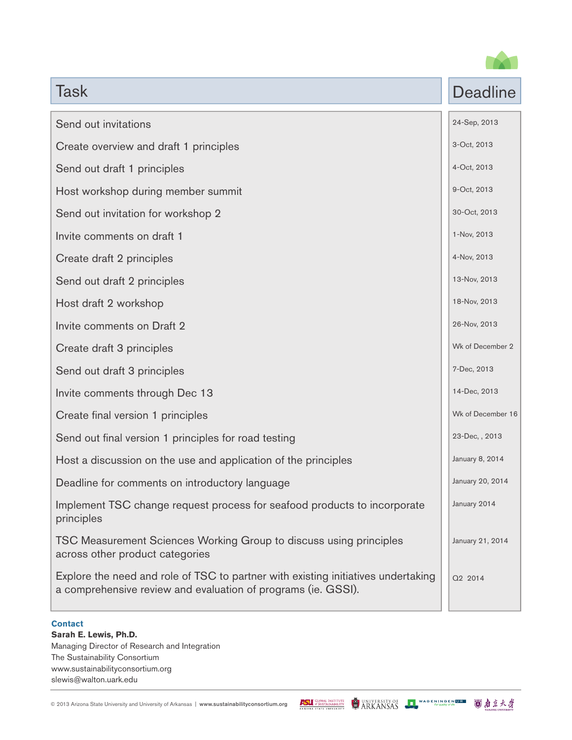| Task | Deadline |
|---|---|
| Send out invitations | 24-Sep, 2013 |
| Create overview and draft 1 principles | 3-Oct, 2013 |
| Send out draft 1 principles | 4-Oct, 2013 |
| Host workshop during member summit | 9-Oct, 2013 |
| Send out invitation for workshop 2 | 30-Oct, 2013 |
| Invite comments on draft 1 | 1-Nov, 2013 |
| Create draft 2 principles | 4-Nov, 2013 |
| Send out draft 2 principles | 13-Nov, 2013 |
| Host draft 2 workshop | 18-Nov, 2013 |
| Invite comments on Draft 2 | 26-Nov, 2013 |
| Create draft 3 principles | Wk of December 2 |
| Send out draft 3 principles | 7-Dec, 2013 |
| Invite comments through Dec 13 | 14-Dec, 2013 |
| Create final version 1 principles | Wk of December 16 |
| Send out final version 1 principles for road testing | 23-Dec, , 2013 |
| Host a discussion on the use and application of the principles | January 8, 2014 |
| Deadline for comments on introductory language | January 20, 2014 |
| Implement TSC change request process for seafood products to incorporate principles | January 2014 |
| TSC Measurement Sciences Working Group to discuss using principles across other product categories | January 21, 2014 |
| Explore the need and role of TSC to partner with existing initiatives undertaking a comprehensive review and evaluation of programs (ie. GSSI). | Q2 2014 |

**Contact**

**Sarah E. Lewis, Ph.D.**
Managing Director of Research and Integration
The Sustainability Consortium
www.sustainabilityconsortium.org
slewis@walton.uark.edu